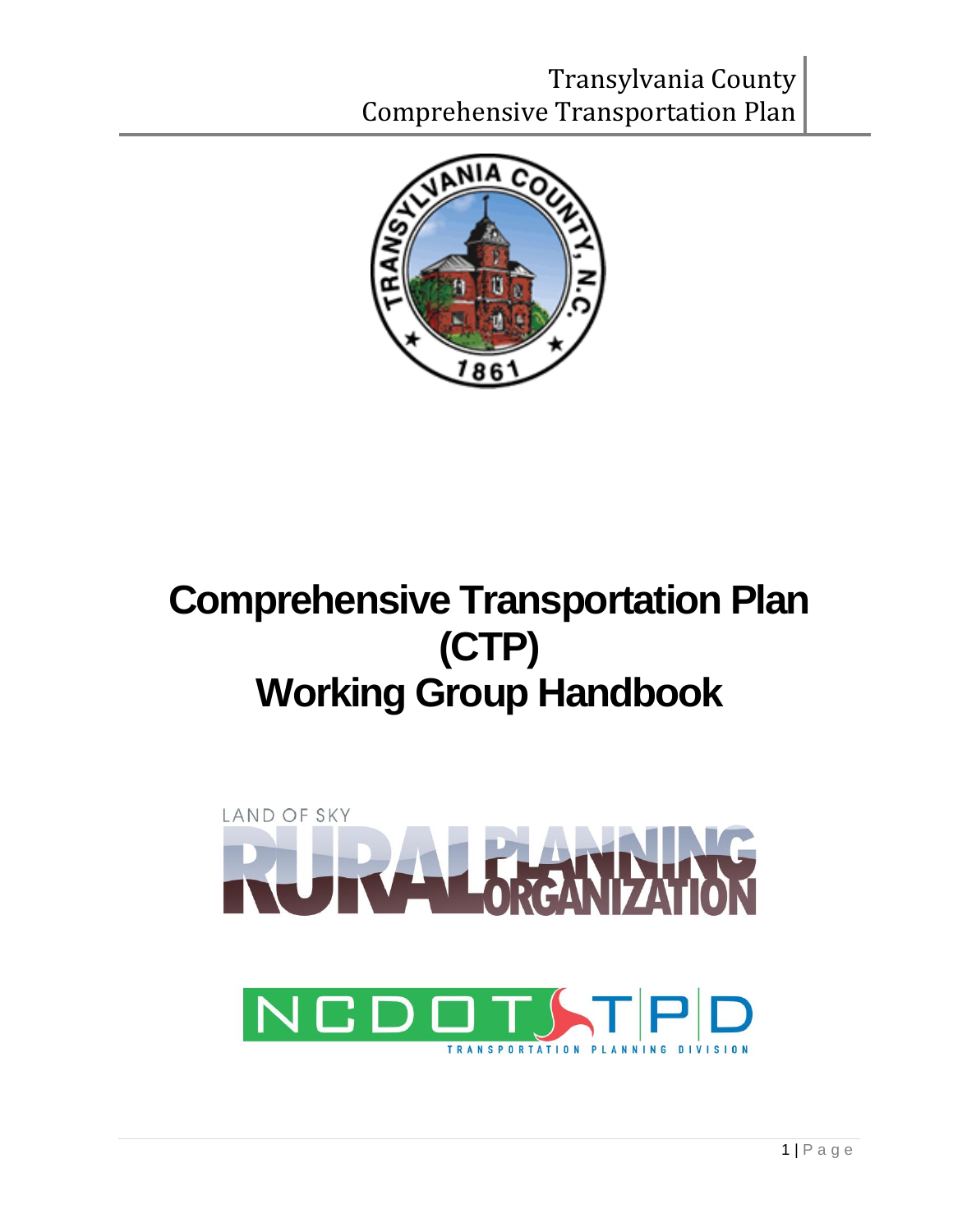# Comprehensive Transportation Plan (CTP) Working Group Handbook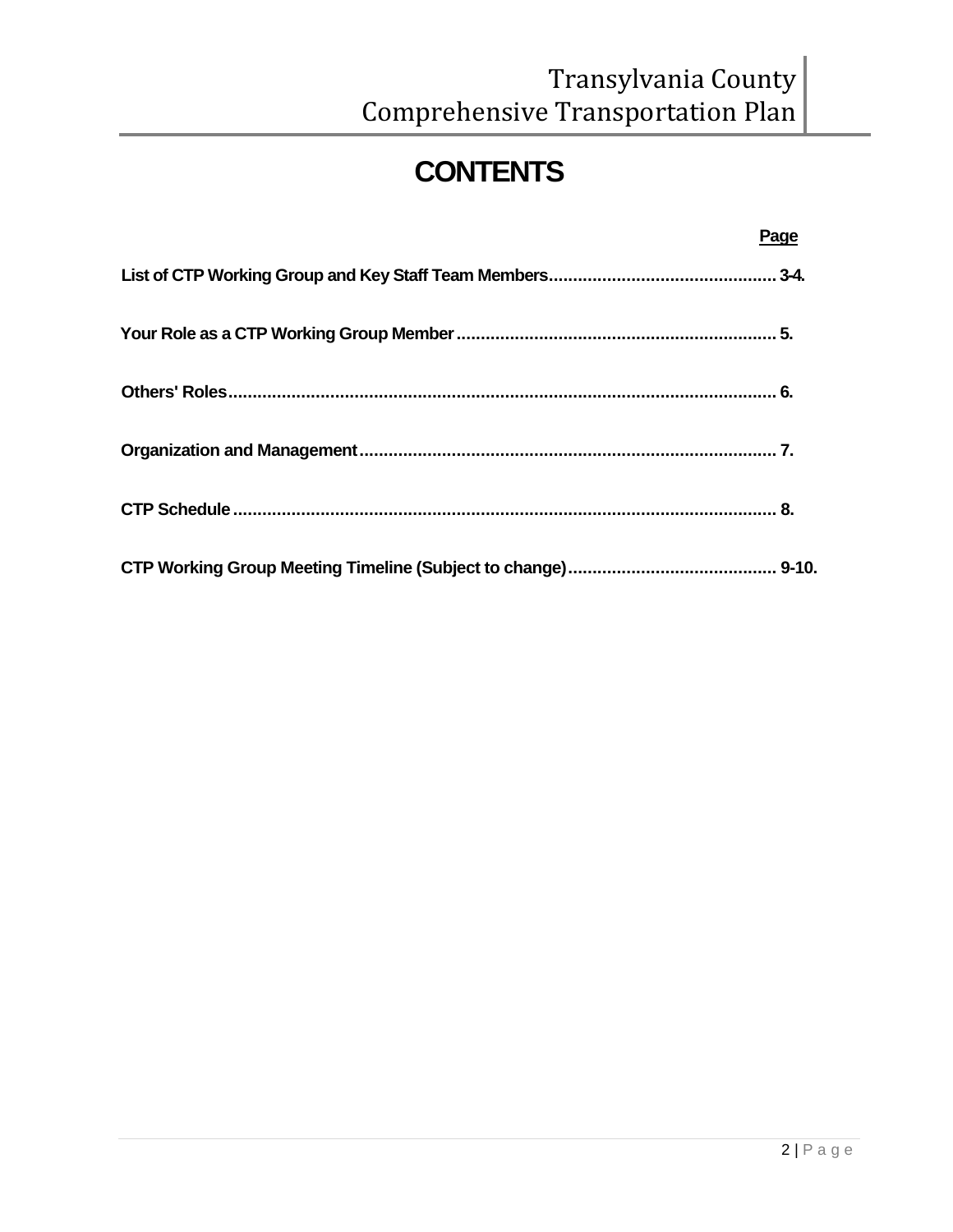# CONTENTS

| | Page |
|---|---|
| List of CTP Working Group and Key Staff Team Members | 3-4. |
| Your Role as a CTP Working Group Member | 5. |
| Others' Roles | 6. |
| Organization and Management | 7. |
| CTP Schedule | 8. |
| CTP Working Group Meeting Timeline (Subject to change) | 9-10. |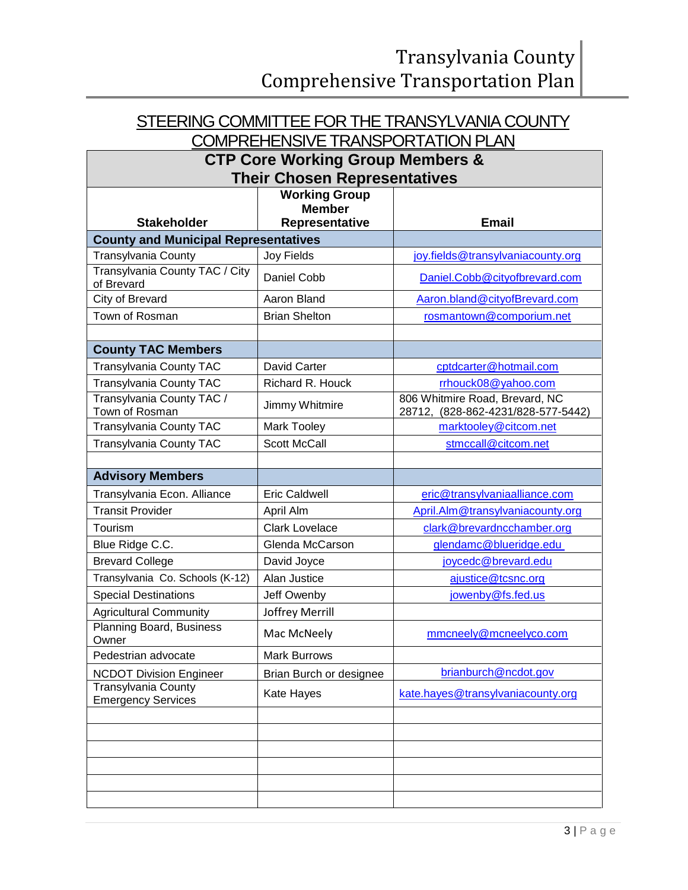## STEERING COMMITTEE FOR THE TRANSYLVANIA COUNTY COMPREHENSIVE TRANSPORTATION PLAN

| CTP Core Working Group Members & Their Chosen Representatives | | |
|---|---|---|
| **Stakeholder** | **Working Group Member Representative** | **Email** |
| **County and Municipal Representatives** | | |
| Transylvania County | Joy Fields | joy.fields@transylvaniacounty.org |
| Transylvania County TAC / City of Brevard | Daniel Cobb | Daniel.Cobb@cityofbrevard.com |
| City of Brevard | Aaron Bland | Aaron.bland@cityofBrevard.com |
| Town of Rosman | Brian Shelton | rosmantown@comporium.net |
| | | |
| **County TAC Members** | | |
| Transylvania County TAC | David Carter | cptdcarter@hotmail.com |
| Transylvania County TAC | Richard R. Houck | rrhouck08@yahoo.com |
| Transylvania County TAC / Town of Rosman | Jimmy Whitmire | 806 Whitmire Road, Brevard, NC 28712, (828-862-4231/828-577-5442) |
| Transylvania County TAC | Mark Tooley | marktooley@citcom.net |
| Transylvania County TAC | Scott McCall | stmccall@citcom.net |
| | | |
| **Advisory Members** | | |
| Transylvania Econ. Alliance | Eric Caldwell | eric@transylvaniaalliance.com |
| Transit Provider | April Alm | April.Alm@transylvaniacounty.org |
| Tourism | Clark Lovelace | clark@brevardncchamber.org |
| Blue Ridge C.C. | Glenda McCarson | glendamc@blueridge.edu |
| Brevard College | David Joyce | joycedc@brevard.edu |
| Transylvania Co. Schools (K-12) | Alan Justice | ajustice@tcsnc.org |
| Special Destinations | Jeff Owenby | jowenby@fs.fed.us |
| Agricultural Community | Joffrey Merrill | |
| Planning Board, Business Owner | Mac McNeely | mmcneely@mcneelyco.com |
| Pedestrian advocate | Mark Burrows | |
| NCDOT Division Engineer | Brian Burch or designee | brianburch@ncdot.gov |
| Transylvania County Emergency Services | Kate Hayes | kate.hayes@transylvaniacounty.org |
| | | |
| | | |
| | | |
| | | |
| | | |
| | | |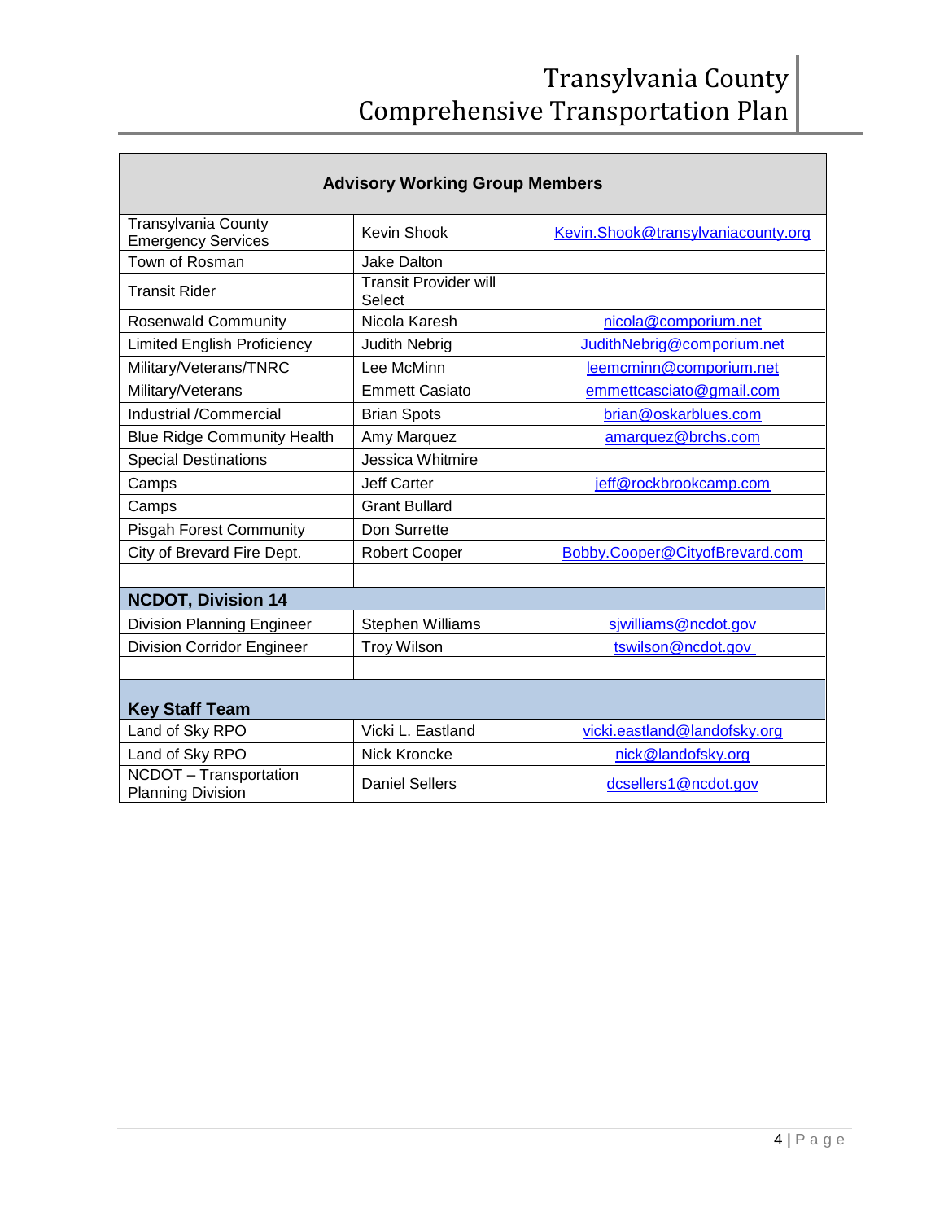| Advisory Working Group Members | | |
|---|---|---|
| Transylvania County Emergency Services | Kevin Shook | Kevin.Shook@transylvaniacounty.org |
| Town of Rosman | Jake Dalton | |
| Transit Rider | Transit Provider will Select | |
| Rosenwald Community | Nicola Karesh | nicola@comporium.net |
| Limited English Proficiency | Judith Nebrig | JudithNebrig@comporium.net |
| Military/Veterans/TNRC | Lee McMinn | leemcminn@comporium.net |
| Military/Veterans | Emmett Casiato | emmettcasciato@gmail.com |
| Industrial /Commercial | Brian Spots | brian@oskarblues.com |
| Blue Ridge Community Health | Amy Marquez | amarquez@brchs.com |
| Special Destinations | Jessica Whitmire | |
| Camps | Jeff Carter | jeff@rockbrookcamp.com |
| Camps | Grant Bullard | |
| Pisgah Forest Community | Don Surrette | |
| City of Brevard Fire Dept. | Robert Cooper | Bobby.Cooper@CityofBrevard.com |
| | | |
| **NCDOT, Division 14** | | |
| Division Planning Engineer | Stephen Williams | sjwilliams@ncdot.gov |
| Division Corridor Engineer | Troy Wilson | tswilson@ncdot.gov |
| | | |
| **Key Staff Team** | | |
| Land of Sky RPO | Vicki L. Eastland | vicki.eastland@landofsky.org |
| Land of Sky RPO | Nick Kroncke | nick@landofsky.org |
| NCDOT – Transportation Planning Division | Daniel Sellers | dcsellers1@ncdot.gov |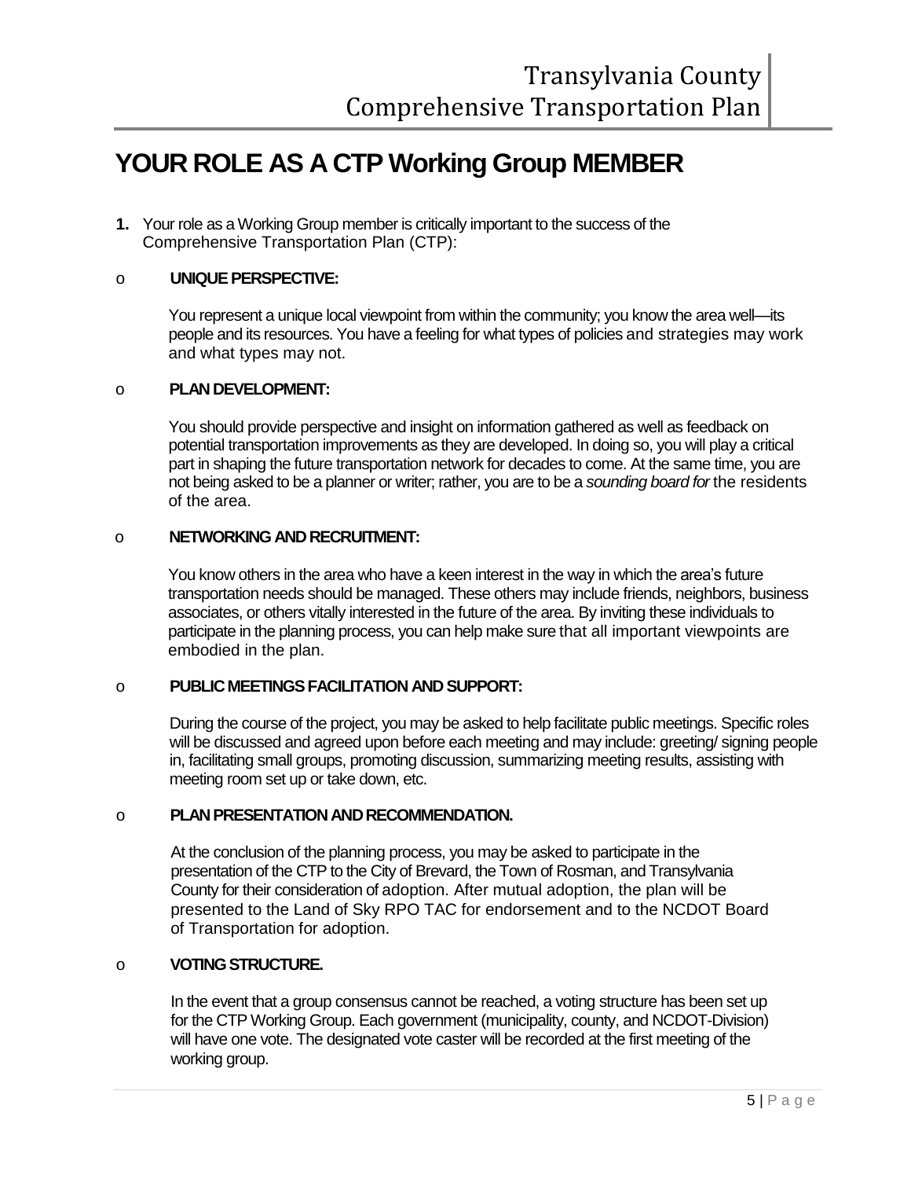# YOUR ROLE AS A CTP Working Group MEMBER

1. Your role as a Working Group member is critically important to the success of the Comprehensive Transportation Plan (CTP):

- **UNIQUE PERSPECTIVE:**

  You represent a unique local viewpoint from within the community; you know the area well—its people and its resources. You have a feeling for what types of policies and strategies may work and what types may not.

- **PLAN DEVELOPMENT:**

  You should provide perspective and insight on information gathered as well as feedback on potential transportation improvements as they are developed. In doing so, you will play a critical part in shaping the future transportation network for decades to come. At the same time, you are not being asked to be a planner or writer; rather, you are to be a *sounding board for* the residents of the area.

- **NETWORKING AND RECRUITMENT:**

  You know others in the area who have a keen interest in the way in which the area's future transportation needs should be managed. These others may include friends, neighbors, business associates, or others vitally interested in the future of the area. By inviting these individuals to participate in the planning process, you can help make sure that all important viewpoints are embodied in the plan.

- **PUBLIC MEETINGS FACILITATION AND SUPPORT:**

  During the course of the project, you may be asked to help facilitate public meetings. Specific roles will be discussed and agreed upon before each meeting and may include: greeting/ signing people in, facilitating small groups, promoting discussion, summarizing meeting results, assisting with meeting room set up or take down, etc.

- **PLAN PRESENTATION AND RECOMMENDATION.**

  At the conclusion of the planning process, you may be asked to participate in the presentation of the CTP to the City of Brevard, the Town of Rosman, and Transylvania County for their consideration of adoption. After mutual adoption, the plan will be presented to the Land of Sky RPO TAC for endorsement and to the NCDOT Board of Transportation for adoption.

- **VOTING STRUCTURE.**

  In the event that a group consensus cannot be reached, a voting structure has been set up for the CTP Working Group. Each government (municipality, county, and NCDOT-Division) will have one vote. The designated vote caster will be recorded at the first meeting of the working group.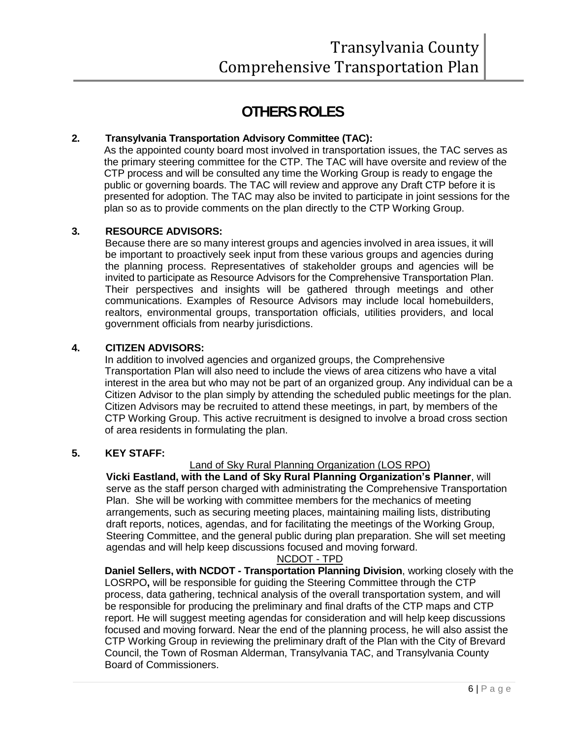# OTHERS ROLES

**2. Transylvania Transportation Advisory Committee (TAC):**

As the appointed county board most involved in transportation issues, the TAC serves as the primary steering committee for the CTP. The TAC will have oversite and review of the CTP process and will be consulted any time the Working Group is ready to engage the public or governing boards. The TAC will review and approve any Draft CTP before it is presented for adoption. The TAC may also be invited to participate in joint sessions for the plan so as to provide comments on the plan directly to the CTP Working Group.

**3. RESOURCE ADVISORS:**

Because there are so many interest groups and agencies involved in area issues, it will be important to proactively seek input from these various groups and agencies during the planning process. Representatives of stakeholder groups and agencies will be invited to participate as Resource Advisors for the Comprehensive Transportation Plan. Their perspectives and insights will be gathered through meetings and other communications. Examples of Resource Advisors may include local homebuilders, realtors, environmental groups, transportation officials, utilities providers, and local government officials from nearby jurisdictions.

**4. CITIZEN ADVISORS:**

In addition to involved agencies and organized groups, the Comprehensive Transportation Plan will also need to include the views of area citizens who have a vital interest in the area but who may not be part of an organized group. Any individual can be a Citizen Advisor to the plan simply by attending the scheduled public meetings for the plan. Citizen Advisors may be recruited to attend these meetings, in part, by members of the CTP Working Group. This active recruitment is designed to involve a broad cross section of area residents in formulating the plan.

**5. KEY STAFF:**

Land of Sky Rural Planning Organization (LOS RPO)

**Vicki Eastland, with the Land of Sky Rural Planning Organization's Planner**, will serve as the staff person charged with administrating the Comprehensive Transportation Plan. She will be working with committee members for the mechanics of meeting arrangements, such as securing meeting places, maintaining mailing lists, distributing draft reports, notices, agendas, and for facilitating the meetings of the Working Group, Steering Committee, and the general public during plan preparation. She will set meeting agendas and will help keep discussions focused and moving forward.

NCDOT - TPD

**Daniel Sellers, with NCDOT - Transportation Planning Division**, working closely with the LOSRPO**,** will be responsible for guiding the Steering Committee through the CTP process, data gathering, technical analysis of the overall transportation system, and will be responsible for producing the preliminary and final drafts of the CTP maps and CTP report. He will suggest meeting agendas for consideration and will help keep discussions focused and moving forward. Near the end of the planning process, he will also assist the CTP Working Group in reviewing the preliminary draft of the Plan with the City of Brevard Council, the Town of Rosman Alderman, Transylvania TAC, and Transylvania County Board of Commissioners.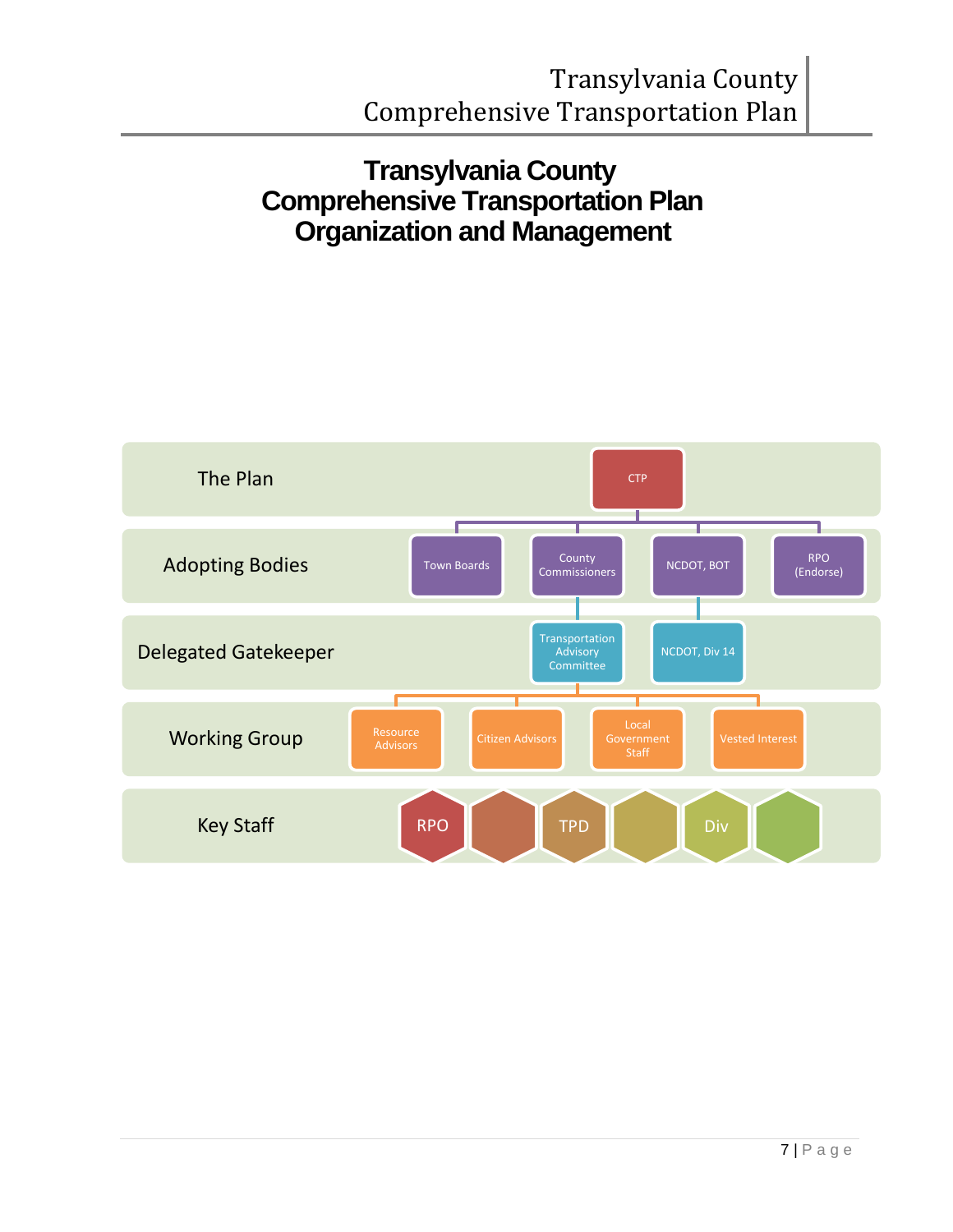# Transylvania County Comprehensive Transportation Plan Organization and Management

| | |
|---|---|
| The Plan | CTP |
| Adopting Bodies | Town Boards, County Commissioners, NCDOT, BOT, RPO (Endorse) |
| Delegated Gatekeeper | Transportation Advisory Committee, NCDOT, Div 14 |
| Working Group | Resource Advisors, Citizen Advisors, Local Government Staff, Vested Interest |
| Key Staff | RPO, TPD, Div |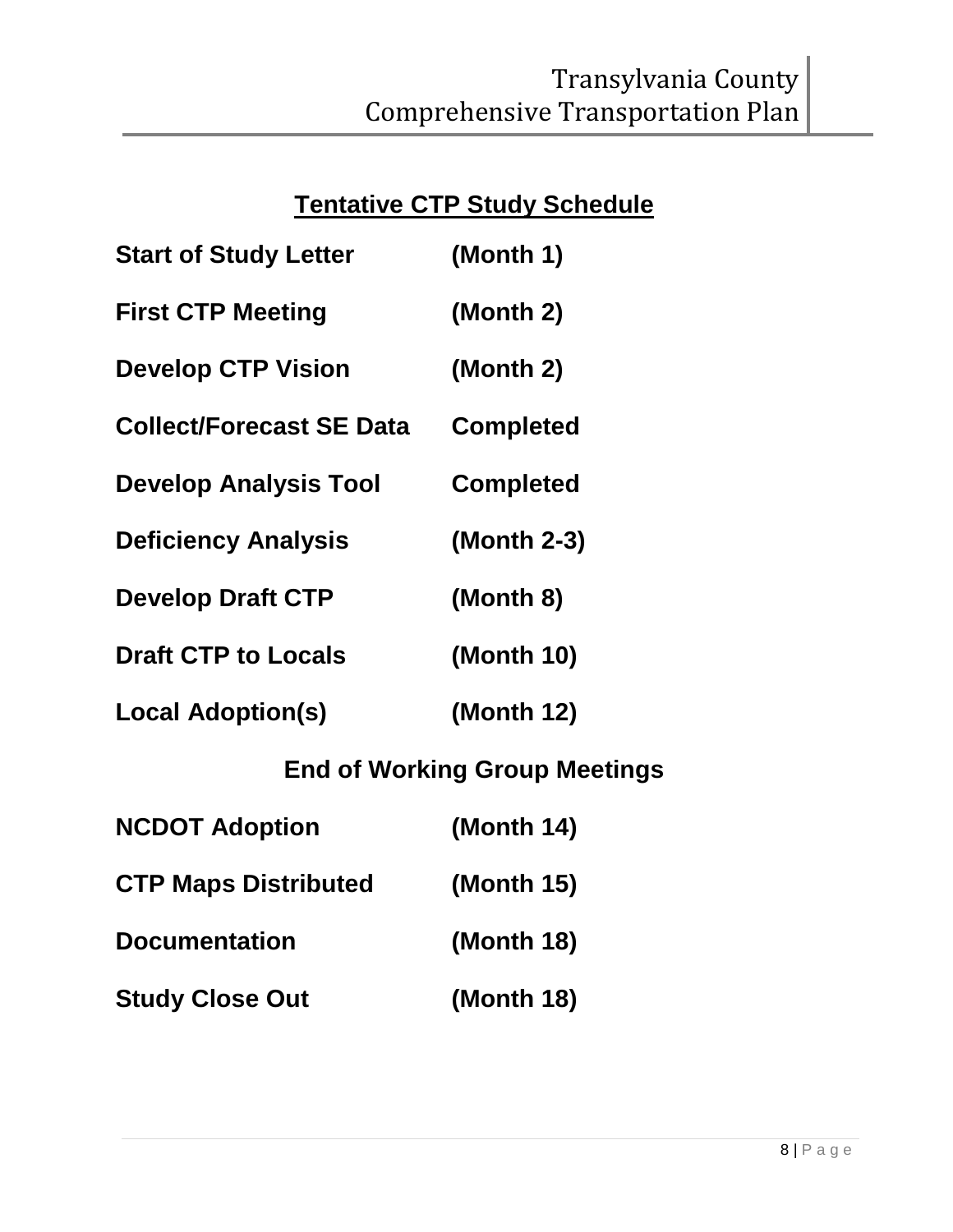## Tentative CTP Study Schedule

| | |
|---|---|
| **Start of Study Letter** | **(Month 1)** |
| **First CTP Meeting** | **(Month 2)** |
| **Develop CTP Vision** | **(Month 2)** |
| **Collect/Forecast SE Data** | **Completed** |
| **Develop Analysis Tool** | **Completed** |
| **Deficiency Analysis** | **(Month 2-3)** |
| **Develop Draft CTP** | **(Month 8)** |
| **Draft CTP to Locals** | **(Month 10)** |
| **Local Adoption(s)** | **(Month 12)** |

**End of Working Group Meetings**

| | |
|---|---|
| **NCDOT Adoption** | **(Month 14)** |
| **CTP Maps Distributed** | **(Month 15)** |
| **Documentation** | **(Month 18)** |
| **Study Close Out** | **(Month 18)** |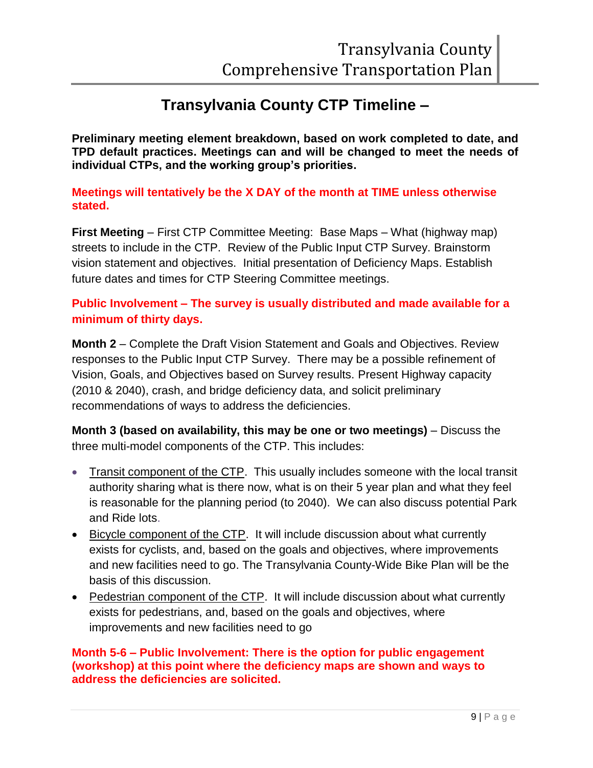## Transylvania County CTP Timeline –

**Preliminary meeting element breakdown, based on work completed to date, and TPD default practices. Meetings can and will be changed to meet the needs of individual CTPs, and the working group's priorities.**

**Meetings will tentatively be the X DAY of the month at TIME unless otherwise stated.**

**First Meeting** – First CTP Committee Meeting: Base Maps – What (highway map) streets to include in the CTP. Review of the Public Input CTP Survey. Brainstorm vision statement and objectives. Initial presentation of Deficiency Maps. Establish future dates and times for CTP Steering Committee meetings.

**Public Involvement – The survey is usually distributed and made available for a minimum of thirty days.**

**Month 2** – Complete the Draft Vision Statement and Goals and Objectives. Review responses to the Public Input CTP Survey. There may be a possible refinement of Vision, Goals, and Objectives based on Survey results. Present Highway capacity (2010 & 2040), crash, and bridge deficiency data, and solicit preliminary recommendations of ways to address the deficiencies.

**Month 3 (based on availability, this may be one or two meetings)** – Discuss the three multi-model components of the CTP. This includes:

- Transit component of the CTP. This usually includes someone with the local transit authority sharing what is there now, what is on their 5 year plan and what they feel is reasonable for the planning period (to 2040). We can also discuss potential Park and Ride lots.
- Bicycle component of the CTP. It will include discussion about what currently exists for cyclists, and, based on the goals and objectives, where improvements and new facilities need to go. The Transylvania County-Wide Bike Plan will be the basis of this discussion.
- Pedestrian component of the CTP. It will include discussion about what currently exists for pedestrians, and, based on the goals and objectives, where improvements and new facilities need to go

**Month 5-6 – Public Involvement: There is the option for public engagement (workshop) at this point where the deficiency maps are shown and ways to address the deficiencies are solicited.**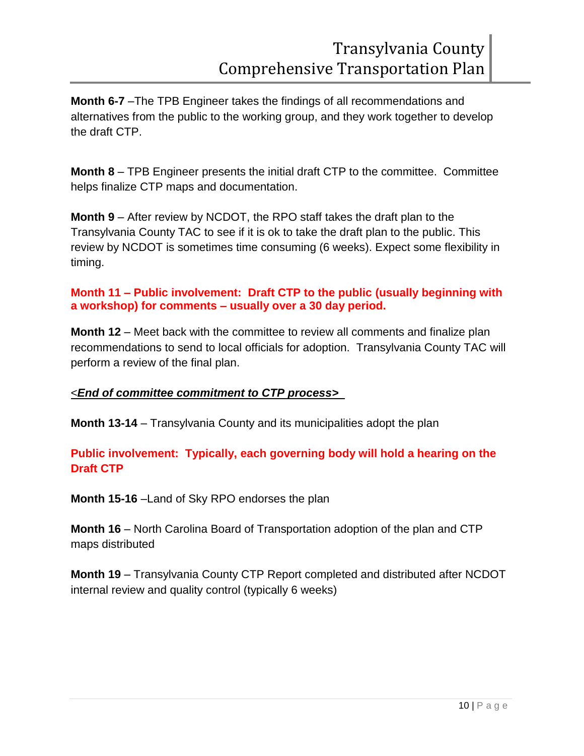**Month 6-7** –The TPB Engineer takes the findings of all recommendations and alternatives from the public to the working group, and they work together to develop the draft CTP.

**Month 8** – TPB Engineer presents the initial draft CTP to the committee. Committee helps finalize CTP maps and documentation.

**Month 9** – After review by NCDOT, the RPO staff takes the draft plan to the Transylvania County TAC to see if it is ok to take the draft plan to the public. This review by NCDOT is sometimes time consuming (6 weeks). Expect some flexibility in timing.

**Month 11 – Public involvement: Draft CTP to the public (usually beginning with a workshop) for comments – usually over a 30 day period.**

**Month 12** – Meet back with the committee to review all comments and finalize plan recommendations to send to local officials for adoption. Transylvania County TAC will perform a review of the final plan.

<***End of committee commitment to CTP process>***

**Month 13-14** – Transylvania County and its municipalities adopt the plan

**Public involvement: Typically, each governing body will hold a hearing on the Draft CTP**

**Month 15-16** –Land of Sky RPO endorses the plan

**Month 16** – North Carolina Board of Transportation adoption of the plan and CTP maps distributed

**Month 19** – Transylvania County CTP Report completed and distributed after NCDOT internal review and quality control (typically 6 weeks)